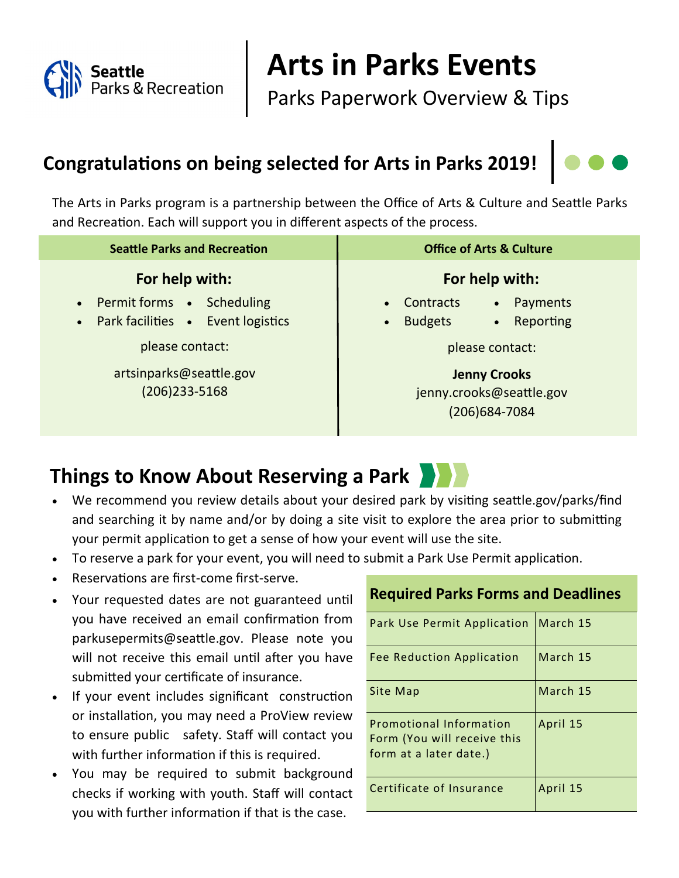Seattle Parks & Recreation

# Arts in Parks Events

Parks Paperwork Overview & Tips

## Congratulations on being selected for Arts in Parks 2019!

The Arts in Parks program is a partnership between the Office of Arts & Culture and Seattle Parks and Recreation. Each will support you in different aspects of the process.

| Seattle Parks and Recreation | Office of Arts & Culture |
|---|---|
| **For help with:** | **For help with:** |
| • Permit forms • Scheduling<br>• Park facilities • Event logistics | • Contracts • Payments<br>• Budgets • Reporting |
| please contact: | please contact: |
| artsinparks@seattle.gov<br>(206)233-5168 | **Jenny Crooks**<br>jenny.crooks@seattle.gov<br>(206)684-7084 |

## Things to Know About Reserving a Park

- We recommend you review details about your desired park by visiting seattle.gov/parks/find and searching it by name and/or by doing a site visit to explore the area prior to submitting your permit application to get a sense of how your event will use the site.
- To reserve a park for your event, you will need to submit a Park Use Permit application.
- Reservations are first-come first-serve.
- Your requested dates are not guaranteed until you have received an email confirmation from parkusepermits@seattle.gov. Please note you will not receive this email until after you have submitted your certificate of insurance.
- If your event includes significant construction or installation, you may need a ProView review to ensure public safety. Staff will contact you with further information if this is required.
- You may be required to submit background checks if working with youth. Staff will contact you with further information if that is the case.

| Required Parks Forms and Deadlines | |
|---|---|
| Park Use Permit Application | March 15 |
| Fee Reduction Application | March 15 |
| Site Map | March 15 |
| Promotional Information Form (You will receive this form at a later date.) | April 15 |
| Certificate of Insurance | April 15 |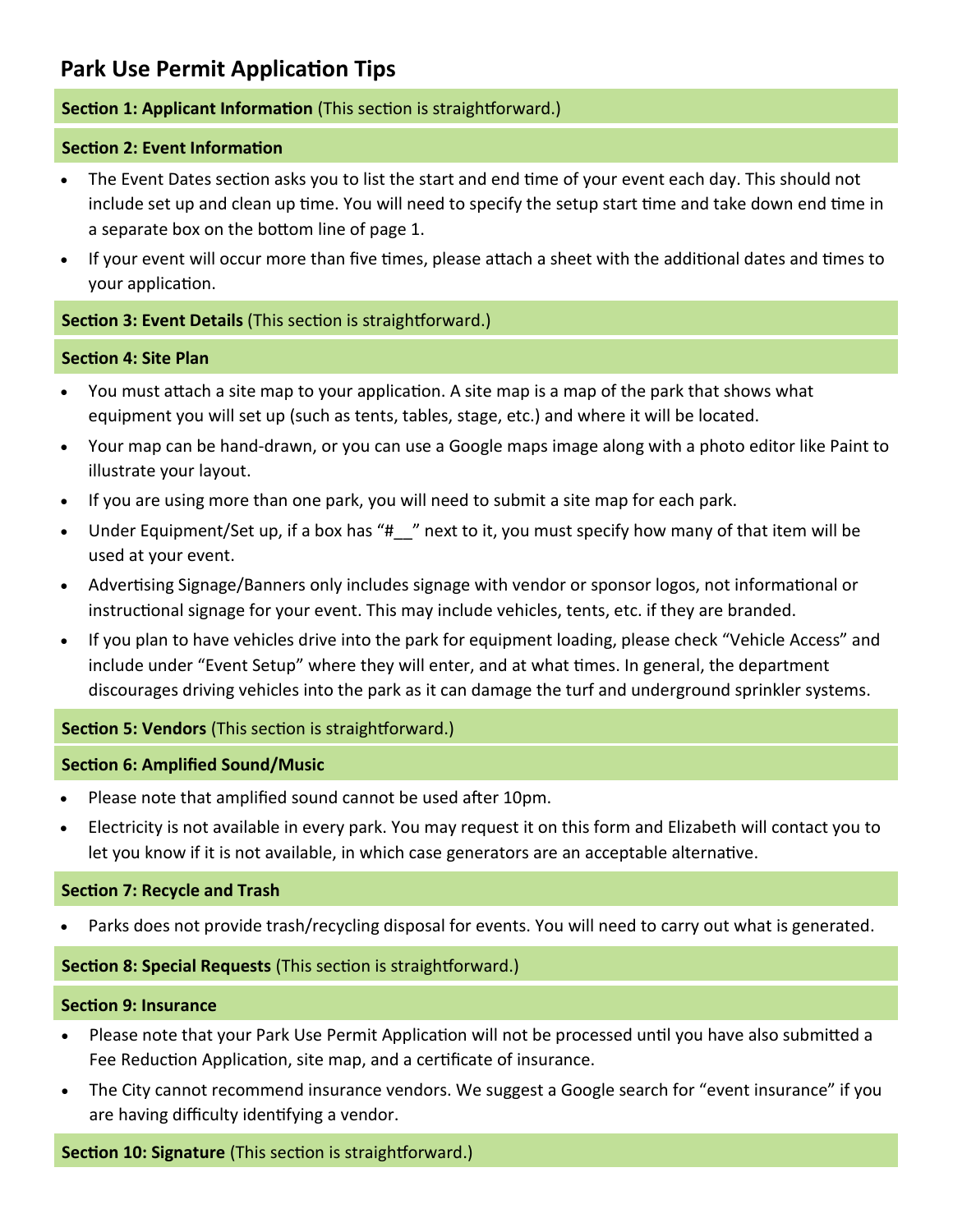## Park Use Permit Application Tips

**Section 1: Applicant Information** (This section is straightforward.)

**Section 2: Event Information**

- The Event Dates section asks you to list the start and end time of your event each day. This should not include set up and clean up time. You will need to specify the setup start time and take down end time in a separate box on the bottom line of page 1.
- If your event will occur more than five times, please attach a sheet with the additional dates and times to your application.

**Section 3: Event Details** (This section is straightforward.)

**Section 4: Site Plan**

- You must attach a site map to your application. A site map is a map of the park that shows what equipment you will set up (such as tents, tables, stage, etc.) and where it will be located.
- Your map can be hand-drawn, or you can use a Google maps image along with a photo editor like Paint to illustrate your layout.
- If you are using more than one park, you will need to submit a site map for each park.
- Under Equipment/Set up, if a box has "#__" next to it, you must specify how many of that item will be used at your event.
- Advertising Signage/Banners only includes signage with vendor or sponsor logos, not informational or instructional signage for your event. This may include vehicles, tents, etc. if they are branded.
- If you plan to have vehicles drive into the park for equipment loading, please check "Vehicle Access" and include under "Event Setup" where they will enter, and at what times. In general, the department discourages driving vehicles into the park as it can damage the turf and underground sprinkler systems.

**Section 5: Vendors** (This section is straightforward.)

**Section 6: Amplified Sound/Music**

- Please note that amplified sound cannot be used after 10pm.
- Electricity is not available in every park. You may request it on this form and Elizabeth will contact you to let you know if it is not available, in which case generators are an acceptable alternative.

**Section 7: Recycle and Trash**

- Parks does not provide trash/recycling disposal for events. You will need to carry out what is generated.

**Section 8: Special Requests** (This section is straightforward.)

**Section 9: Insurance**

- Please note that your Park Use Permit Application will not be processed until you have also submitted a Fee Reduction Application, site map, and a certificate of insurance.
- The City cannot recommend insurance vendors. We suggest a Google search for "event insurance" if you are having difficulty identifying a vendor.

**Section 10: Signature** (This section is straightforward.)